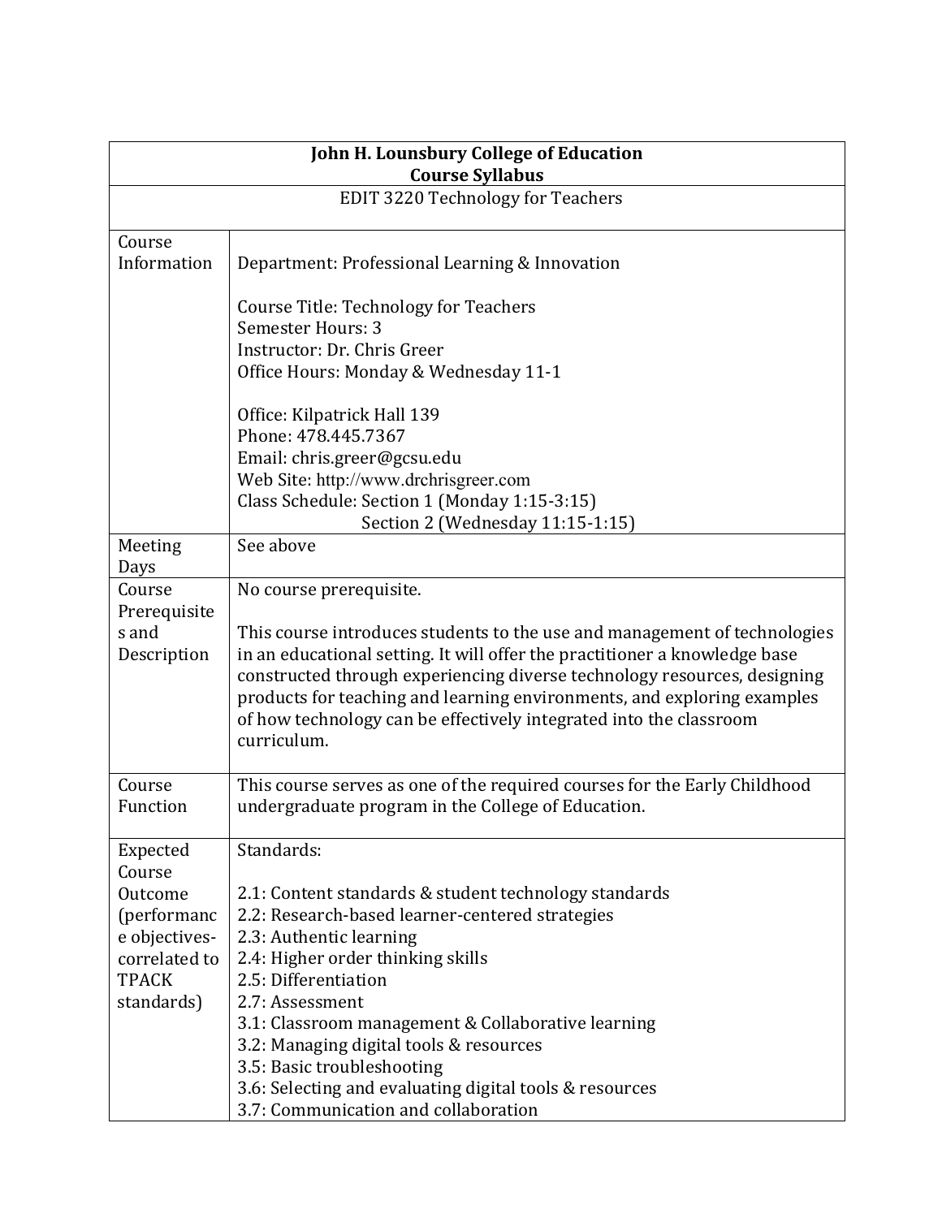| **John H. Lounsbury College of Education**<br>**Course Syllabus** | |
|---|---|
| EDIT 3220 Technology for Teachers | |
| Course Information | Department: Professional Learning & Innovation<br><br>Course Title: Technology for Teachers<br>Semester Hours: 3<br>Instructor: Dr. Chris Greer<br>Office Hours: Monday & Wednesday 11-1<br><br>Office: Kilpatrick Hall 139<br>Phone: 478.445.7367<br>Email: chris.greer@gcsu.edu<br>Web Site: http://www.drchrisgreer.com<br>Class Schedule: Section 1 (Monday 1:15-3:15)<br>Section 2 (Wednesday 11:15-1:15) |
| Meeting Days | See above |
| Course Prerequisites and Description | No course prerequisite.<br><br>This course introduces students to the use and management of technologies in an educational setting. It will offer the practitioner a knowledge base constructed through experiencing diverse technology resources, designing products for teaching and learning environments, and exploring examples of how technology can be effectively integrated into the classroom curriculum. |
| Course Function | This course serves as one of the required courses for the Early Childhood undergraduate program in the College of Education. |
| Expected Course Outcome (performance objectives-correlated to TPACK standards) | Standards:<br><br>2.1: Content standards & student technology standards<br>2.2: Research-based learner-centered strategies<br>2.3: Authentic learning<br>2.4: Higher order thinking skills<br>2.5: Differentiation<br>2.7: Assessment<br>3.1: Classroom management & Collaborative learning<br>3.2: Managing digital tools & resources<br>3.5: Basic troubleshooting<br>3.6: Selecting and evaluating digital tools & resources<br>3.7: Communication and collaboration |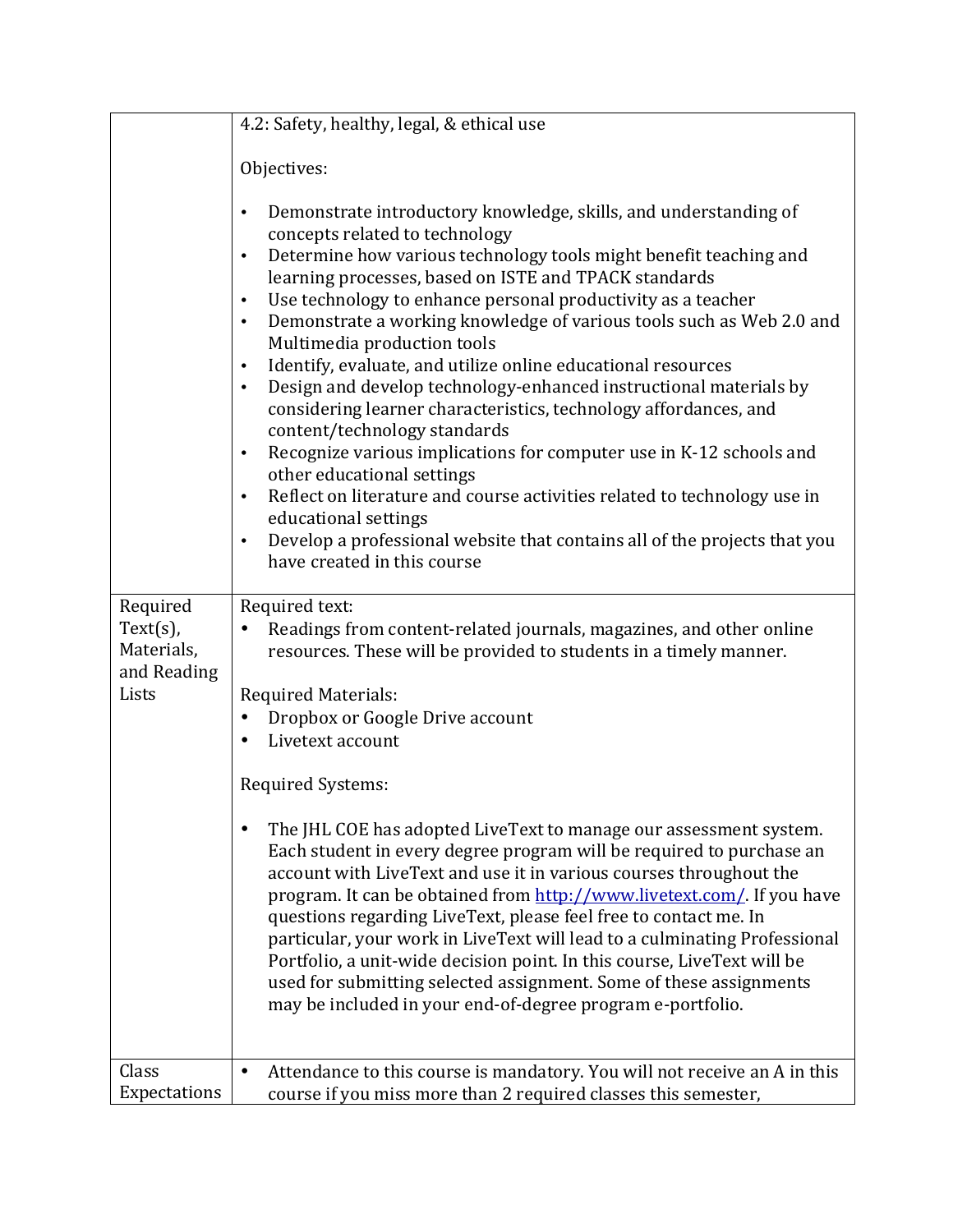| | |
|---|---|
| | 4.2: Safety, healthy, legal, & ethical use<br><br>Objectives:<br><br>• Demonstrate introductory knowledge, skills, and understanding of concepts related to technology<br>• Determine how various technology tools might benefit teaching and learning processes, based on ISTE and TPACK standards<br>• Use technology to enhance personal productivity as a teacher<br>• Demonstrate a working knowledge of various tools such as Web 2.0 and Multimedia production tools<br>• Identify, evaluate, and utilize online educational resources<br>• Design and develop technology-enhanced instructional materials by considering learner characteristics, technology affordances, and content/technology standards<br>• Recognize various implications for computer use in K-12 schools and other educational settings<br>• Reflect on literature and course activities related to technology use in educational settings<br>• Develop a professional website that contains all of the projects that you have created in this course |
| Required Text(s), Materials, and Reading Lists | Required text:<br>• Readings from content-related journals, magazines, and other online resources. These will be provided to students in a timely manner.<br><br>Required Materials:<br>• Dropbox or Google Drive account<br>• Livetext account<br><br>Required Systems:<br><br>• The JHL COE has adopted LiveText to manage our assessment system. Each student in every degree program will be required to purchase an account with LiveText and use it in various courses throughout the program. It can be obtained from [http://www.livetext.com/](http://www.livetext.com/). If you have questions regarding LiveText, please feel free to contact me. In particular, your work in LiveText will lead to a culminating Professional Portfolio, a unit-wide decision point. In this course, LiveText will be used for submitting selected assignment. Some of these assignments may be included in your end-of-degree program e-portfolio. |
| Class Expectations | • Attendance to this course is mandatory. You will not receive an A in this course if you miss more than 2 required classes this semester, |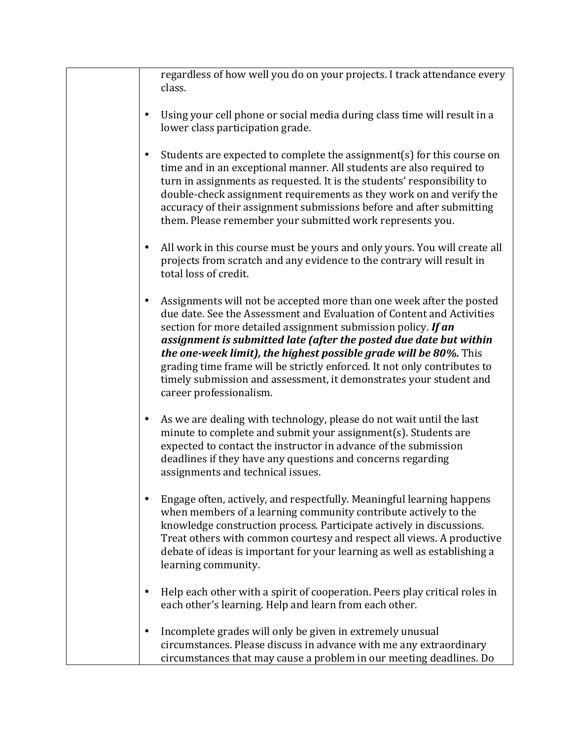regardless of how well you do on your projects. I track attendance every class.

- Using your cell phone or social media during class time will result in a lower class participation grade.

- Students are expected to complete the assignment(s) for this course on time and in an exceptional manner. All students are also required to turn in assignments as requested. It is the students' responsibility to double-check assignment requirements as they work on and verify the accuracy of their assignment submissions before and after submitting them. Please remember your submitted work represents you.

- All work in this course must be yours and only yours. You will create all projects from scratch and any evidence to the contrary will result in total loss of credit.

- Assignments will not be accepted more than one week after the posted due date. See the Assessment and Evaluation of Content and Activities section for more detailed assignment submission policy. ***If an assignment is submitted late (after the posted due date but within the one-week limit), the highest possible grade will be 80%.*** This grading time frame will be strictly enforced. It not only contributes to timely submission and assessment, it demonstrates your student and career professionalism.

- As we are dealing with technology, please do not wait until the last minute to complete and submit your assignment(s). Students are expected to contact the instructor in advance of the submission deadlines if they have any questions and concerns regarding assignments and technical issues.

- Engage often, actively, and respectfully. Meaningful learning happens when members of a learning community contribute actively to the knowledge construction process. Participate actively in discussions. Treat others with common courtesy and respect all views. A productive debate of ideas is important for your learning as well as establishing a learning community.

- Help each other with a spirit of cooperation. Peers play critical roles in each other's learning. Help and learn from each other.

- Incomplete grades will only be given in extremely unusual circumstances. Please discuss in advance with me any extraordinary circumstances that may cause a problem in our meeting deadlines. Do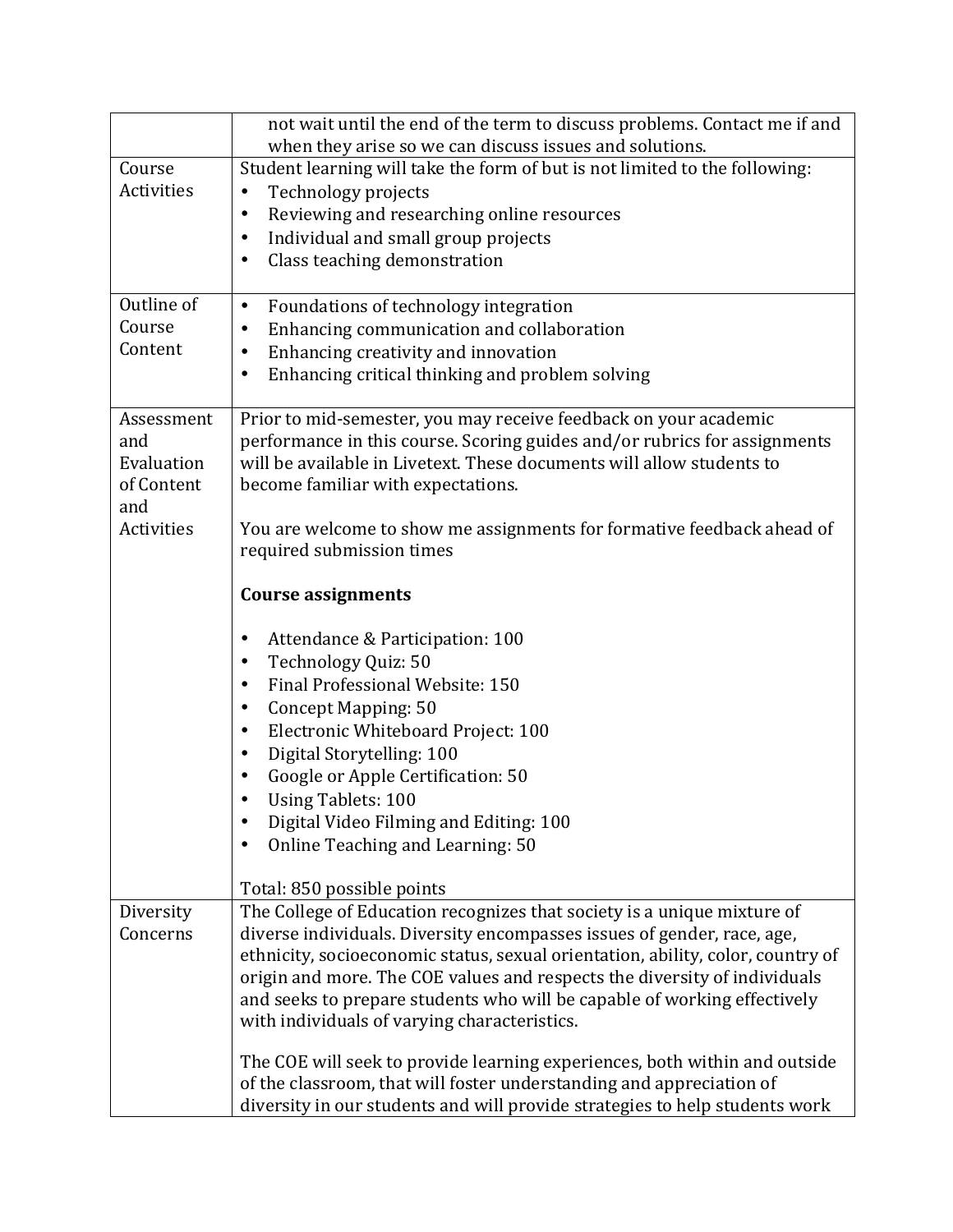| | |
|---|---|
| | not wait until the end of the term to discuss problems. Contact me if and when they arise so we can discuss issues and solutions. |
| Course Activities | Student learning will take the form of but is not limited to the following:<br>• Technology projects<br>• Reviewing and researching online resources<br>• Individual and small group projects<br>• Class teaching demonstration |
| Outline of Course Content | • Foundations of technology integration<br>• Enhancing communication and collaboration<br>• Enhancing creativity and innovation<br>• Enhancing critical thinking and problem solving |
| Assessment and Evaluation of Content and Activities | Prior to mid-semester, you may receive feedback on your academic performance in this course. Scoring guides and/or rubrics for assignments will be available in Livetext. These documents will allow students to become familiar with expectations.<br><br>You are welcome to show me assignments for formative feedback ahead of required submission times<br><br>**Course assignments**<br><br>• Attendance & Participation: 100<br>• Technology Quiz: 50<br>• Final Professional Website: 150<br>• Concept Mapping: 50<br>• Electronic Whiteboard Project: 100<br>• Digital Storytelling: 100<br>• Google or Apple Certification: 50<br>• Using Tablets: 100<br>• Digital Video Filming and Editing: 100<br>• Online Teaching and Learning: 50<br><br>Total: 850 possible points |
| Diversity Concerns | The College of Education recognizes that society is a unique mixture of diverse individuals. Diversity encompasses issues of gender, race, age, ethnicity, socioeconomic status, sexual orientation, ability, color, country of origin and more. The COE values and respects the diversity of individuals and seeks to prepare students who will be capable of working effectively with individuals of varying characteristics.<br><br>The COE will seek to provide learning experiences, both within and outside of the classroom, that will foster understanding and appreciation of diversity in our students and will provide strategies to help students work |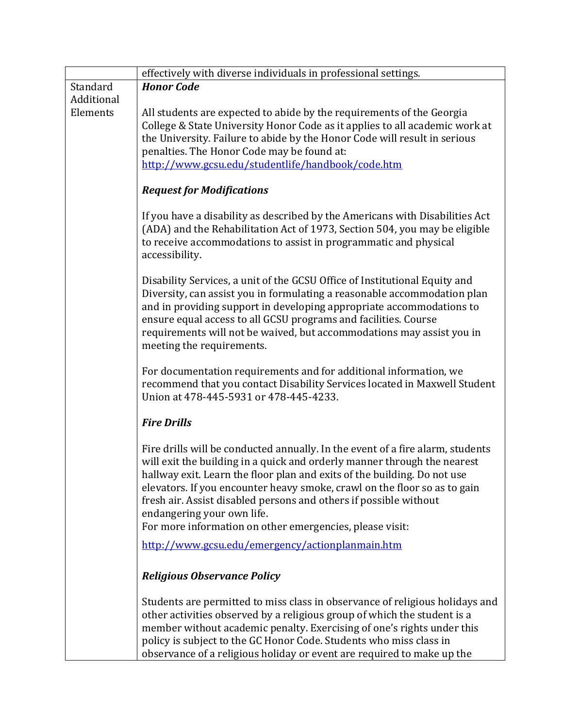| | |
|---|---|
| | effectively with diverse individuals in professional settings. |
| Standard Additional Elements | ***Honor Code***<br><br>All students are expected to abide by the requirements of the Georgia College & State University Honor Code as it applies to all academic work at the University. Failure to abide by the Honor Code will result in serious penalties. The Honor Code may be found at: http://www.gcsu.edu/studentlife/handbook/code.htm<br><br>***Request for Modifications***<br><br>If you have a disability as described by the Americans with Disabilities Act (ADA) and the Rehabilitation Act of 1973, Section 504, you may be eligible to receive accommodations to assist in programmatic and physical accessibility.<br><br>Disability Services, a unit of the GCSU Office of Institutional Equity and Diversity, can assist you in formulating a reasonable accommodation plan and in providing support in developing appropriate accommodations to ensure equal access to all GCSU programs and facilities. Course requirements will not be waived, but accommodations may assist you in meeting the requirements.<br><br>For documentation requirements and for additional information, we recommend that you contact Disability Services located in Maxwell Student Union at 478-445-5931 or 478-445-4233.<br><br>***Fire Drills***<br><br>Fire drills will be conducted annually. In the event of a fire alarm, students will exit the building in a quick and orderly manner through the nearest hallway exit. Learn the floor plan and exits of the building. Do not use elevators. If you encounter heavy smoke, crawl on the floor so as to gain fresh air. Assist disabled persons and others if possible without endangering your own life.<br>For more information on other emergencies, please visit:<br><br>http://www.gcsu.edu/emergency/actionplanmain.htm<br><br>***Religious Observance Policy***<br><br>Students are permitted to miss class in observance of religious holidays and other activities observed by a religious group of which the student is a member without academic penalty. Exercising of one's rights under this policy is subject to the GC Honor Code. Students who miss class in observance of a religious holiday or event are required to make up the |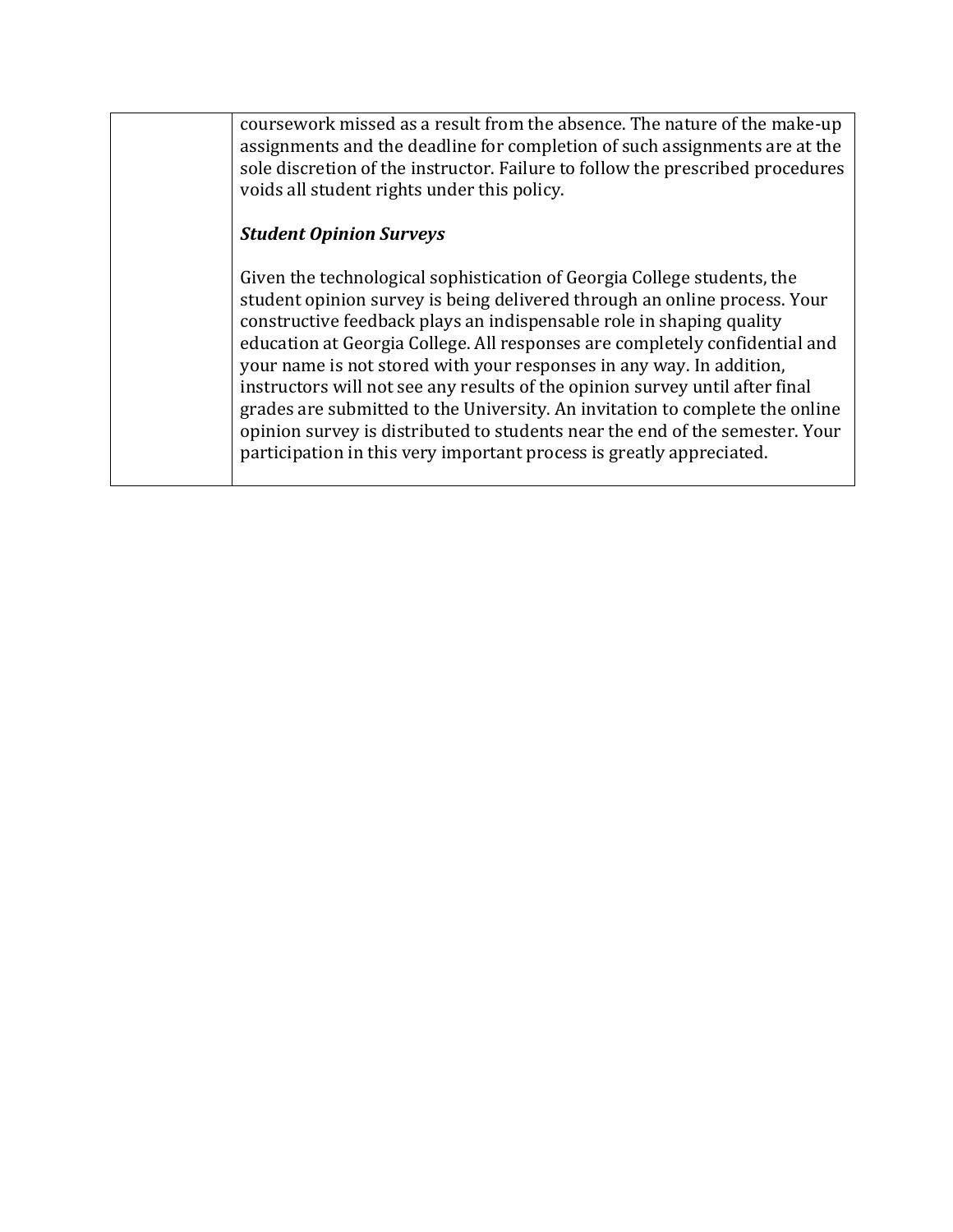| | |
|---|---|
| | coursework missed as a result from the absence. The nature of the make-up assignments and the deadline for completion of such assignments are at the sole discretion of the instructor. Failure to follow the prescribed procedures voids all student rights under this policy.<br><br>***Student Opinion Surveys***<br><br>Given the technological sophistication of Georgia College students, the student opinion survey is being delivered through an online process. Your constructive feedback plays an indispensable role in shaping quality education at Georgia College. All responses are completely confidential and your name is not stored with your responses in any way. In addition, instructors will not see any results of the opinion survey until after final grades are submitted to the University. An invitation to complete the online opinion survey is distributed to students near the end of the semester. Your participation in this very important process is greatly appreciated. |